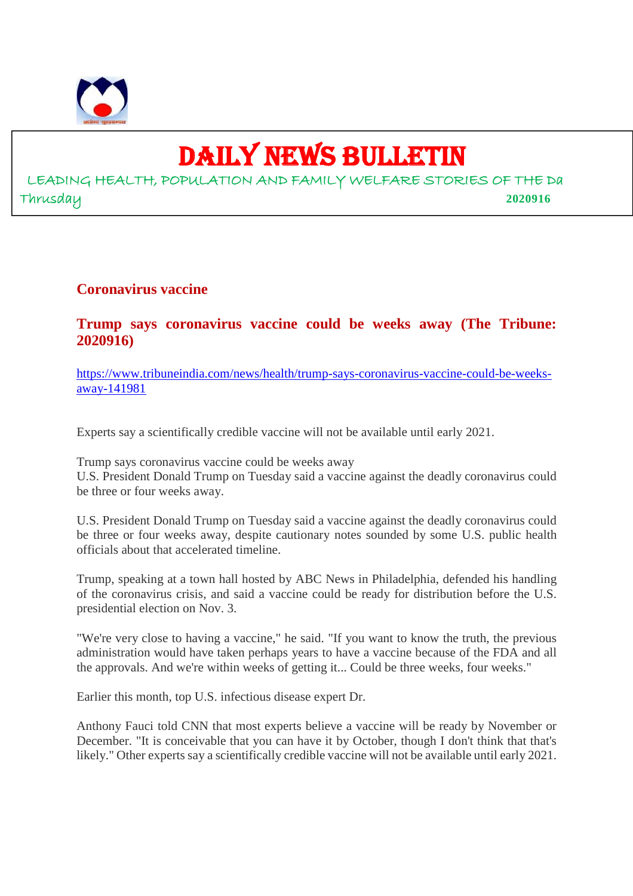# DAILY NEWS BULLETIN

LEADING HEALTH, POPULATION AND FAMILY WELFARE STORIES OF THE Da

Thrusday **2020916**

## Coronavirus vaccine

### Trump says coronavirus vaccine could be weeks away (The Tribune: 2020916)

https://www.tribuneindia.com/news/health/trump-says-coronavirus-vaccine-could-be-weeks-away-141981

Experts say a scientifically credible vaccine will not be available until early 2021.

Trump says coronavirus vaccine could be weeks away
U.S. President Donald Trump on Tuesday said a vaccine against the deadly coronavirus could be three or four weeks away.

U.S. President Donald Trump on Tuesday said a vaccine against the deadly coronavirus could be three or four weeks away, despite cautionary notes sounded by some U.S. public health officials about that accelerated timeline.

Trump, speaking at a town hall hosted by ABC News in Philadelphia, defended his handling of the coronavirus crisis, and said a vaccine could be ready for distribution before the U.S. presidential election on Nov. 3.

"We're very close to having a vaccine," he said. "If you want to know the truth, the previous administration would have taken perhaps years to have a vaccine because of the FDA and all the approvals. And we're within weeks of getting it... Could be three weeks, four weeks."

Earlier this month, top U.S. infectious disease expert Dr.

Anthony Fauci told CNN that most experts believe a vaccine will be ready by November or December. "It is conceivable that you can have it by October, though I don't think that that's likely." Other experts say a scientifically credible vaccine will not be available until early 2021.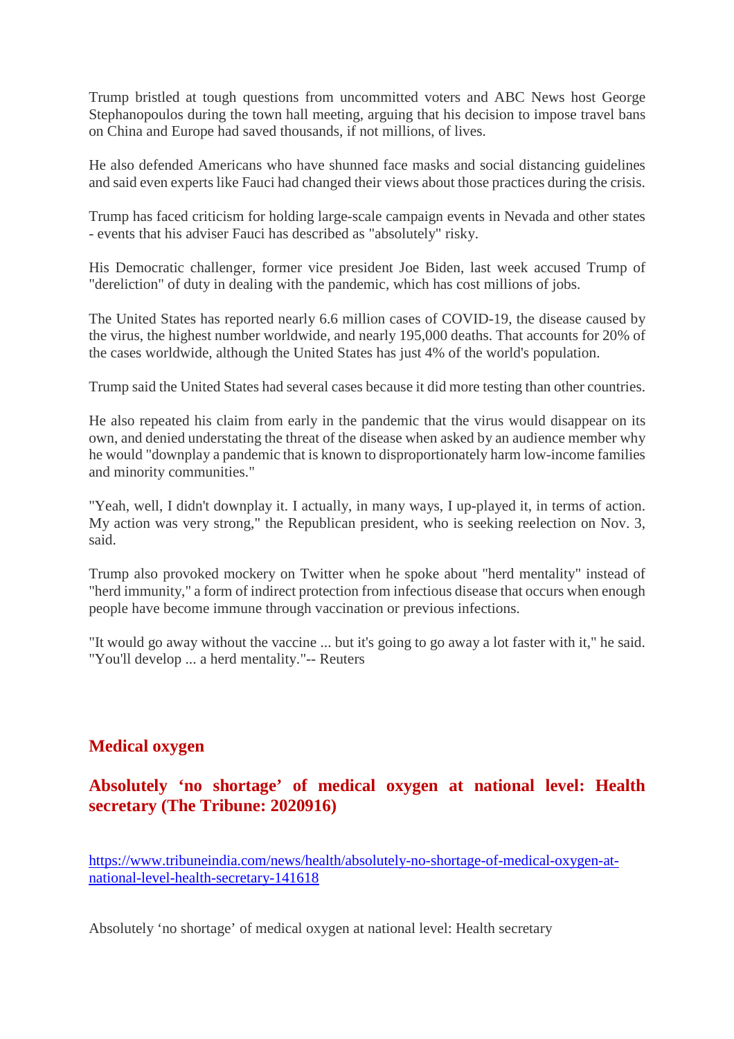Trump bristled at tough questions from uncommitted voters and ABC News host George Stephanopoulos during the town hall meeting, arguing that his decision to impose travel bans on China and Europe had saved thousands, if not millions, of lives.

He also defended Americans who have shunned face masks and social distancing guidelines and said even experts like Fauci had changed their views about those practices during the crisis.

Trump has faced criticism for holding large-scale campaign events in Nevada and other states - events that his adviser Fauci has described as "absolutely" risky.

His Democratic challenger, former vice president Joe Biden, last week accused Trump of "dereliction" of duty in dealing with the pandemic, which has cost millions of jobs.

The United States has reported nearly 6.6 million cases of COVID-19, the disease caused by the virus, the highest number worldwide, and nearly 195,000 deaths. That accounts for 20% of the cases worldwide, although the United States has just 4% of the world's population.

Trump said the United States had several cases because it did more testing than other countries.

He also repeated his claim from early in the pandemic that the virus would disappear on its own, and denied understating the threat of the disease when asked by an audience member why he would "downplay a pandemic that is known to disproportionately harm low-income families and minority communities."

"Yeah, well, I didn't downplay it. I actually, in many ways, I up-played it, in terms of action. My action was very strong," the Republican president, who is seeking reelection on Nov. 3, said.

Trump also provoked mockery on Twitter when he spoke about "herd mentality" instead of "herd immunity," a form of indirect protection from infectious disease that occurs when enough people have become immune through vaccination or previous infections.

"It would go away without the vaccine ... but it's going to go away a lot faster with it," he said. "You'll develop ... a herd mentality."-- Reuters

## Medical oxygen

### Absolutely 'no shortage' of medical oxygen at national level: Health secretary (The Tribune: 2020916)

https://www.tribuneindia.com/news/health/absolutely-no-shortage-of-medical-oxygen-at-national-level-health-secretary-141618

Absolutely 'no shortage' of medical oxygen at national level: Health secretary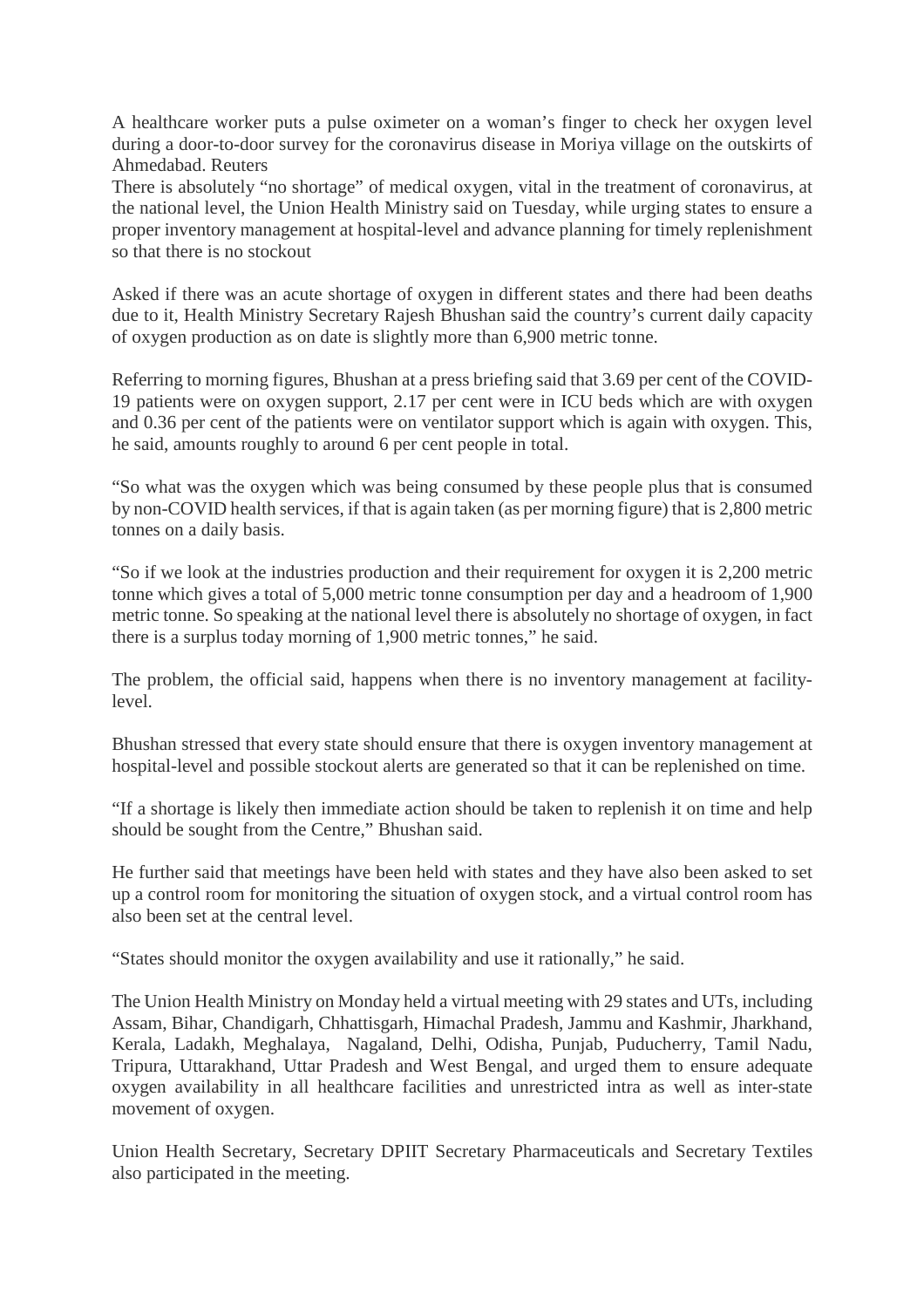A healthcare worker puts a pulse oximeter on a woman's finger to check her oxygen level during a door-to-door survey for the coronavirus disease in Moriya village on the outskirts of Ahmedabad. Reuters

There is absolutely "no shortage" of medical oxygen, vital in the treatment of coronavirus, at the national level, the Union Health Ministry said on Tuesday, while urging states to ensure a proper inventory management at hospital-level and advance planning for timely replenishment so that there is no stockout

Asked if there was an acute shortage of oxygen in different states and there had been deaths due to it, Health Ministry Secretary Rajesh Bhushan said the country's current daily capacity of oxygen production as on date is slightly more than 6,900 metric tonne.

Referring to morning figures, Bhushan at a press briefing said that 3.69 per cent of the COVID-19 patients were on oxygen support, 2.17 per cent were in ICU beds which are with oxygen and 0.36 per cent of the patients were on ventilator support which is again with oxygen. This, he said, amounts roughly to around 6 per cent people in total.

"So what was the oxygen which was being consumed by these people plus that is consumed by non-COVID health services, if that is again taken (as per morning figure) that is 2,800 metric tonnes on a daily basis.

"So if we look at the industries production and their requirement for oxygen it is 2,200 metric tonne which gives a total of 5,000 metric tonne consumption per day and a headroom of 1,900 metric tonne. So speaking at the national level there is absolutely no shortage of oxygen, in fact there is a surplus today morning of 1,900 metric tonnes," he said.

The problem, the official said, happens when there is no inventory management at facility-level.

Bhushan stressed that every state should ensure that there is oxygen inventory management at hospital-level and possible stockout alerts are generated so that it can be replenished on time.

"If a shortage is likely then immediate action should be taken to replenish it on time and help should be sought from the Centre," Bhushan said.

He further said that meetings have been held with states and they have also been asked to set up a control room for monitoring the situation of oxygen stock, and a virtual control room has also been set at the central level.

"States should monitor the oxygen availability and use it rationally," he said.

The Union Health Ministry on Monday held a virtual meeting with 29 states and UTs, including Assam, Bihar, Chandigarh, Chhattisgarh, Himachal Pradesh, Jammu and Kashmir, Jharkhand, Kerala, Ladakh, Meghalaya, Nagaland, Delhi, Odisha, Punjab, Puducherry, Tamil Nadu, Tripura, Uttarakhand, Uttar Pradesh and West Bengal, and urged them to ensure adequate oxygen availability in all healthcare facilities and unrestricted intra as well as inter-state movement of oxygen.

Union Health Secretary, Secretary DPIIT Secretary Pharmaceuticals and Secretary Textiles also participated in the meeting.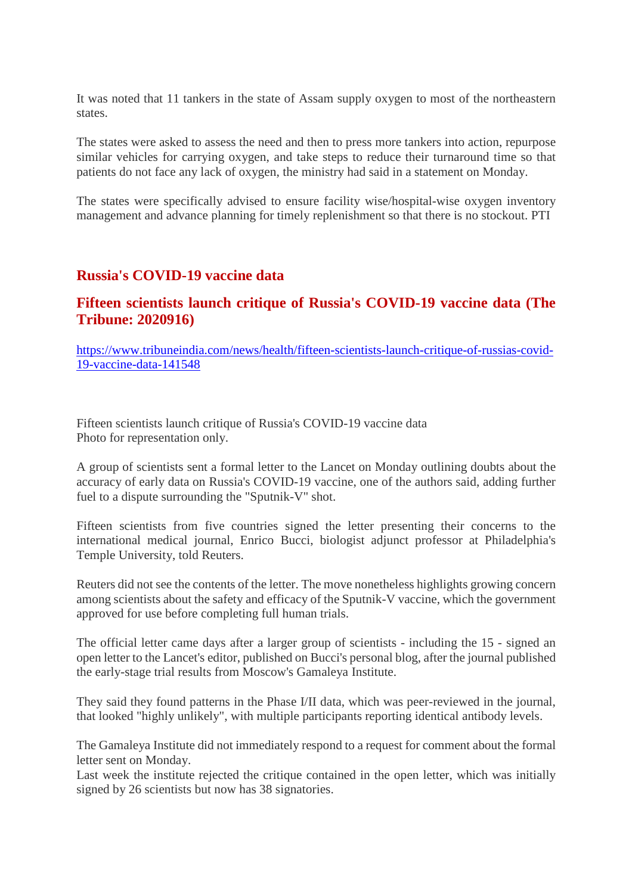It was noted that 11 tankers in the state of Assam supply oxygen to most of the northeastern states.

The states were asked to assess the need and then to press more tankers into action, repurpose similar vehicles for carrying oxygen, and take steps to reduce their turnaround time so that patients do not face any lack of oxygen, the ministry had said in a statement on Monday.

The states were specifically advised to ensure facility wise/hospital-wise oxygen inventory management and advance planning for timely replenishment so that there is no stockout. PTI

## Russia's COVID-19 vaccine data

## Fifteen scientists launch critique of Russia's COVID-19 vaccine data (The Tribune: 2020916)

https://www.tribuneindia.com/news/health/fifteen-scientists-launch-critique-of-russias-covid-19-vaccine-data-141548

Fifteen scientists launch critique of Russia's COVID-19 vaccine data
Photo for representation only.

A group of scientists sent a formal letter to the Lancet on Monday outlining doubts about the accuracy of early data on Russia's COVID-19 vaccine, one of the authors said, adding further fuel to a dispute surrounding the "Sputnik-V" shot.

Fifteen scientists from five countries signed the letter presenting their concerns to the international medical journal, Enrico Bucci, biologist adjunct professor at Philadelphia's Temple University, told Reuters.

Reuters did not see the contents of the letter. The move nonetheless highlights growing concern among scientists about the safety and efficacy of the Sputnik-V vaccine, which the government approved for use before completing full human trials.

The official letter came days after a larger group of scientists - including the 15 - signed an open letter to the Lancet's editor, published on Bucci's personal blog, after the journal published the early-stage trial results from Moscow's Gamaleya Institute.

They said they found patterns in the Phase I/II data, which was peer-reviewed in the journal, that looked "highly unlikely", with multiple participants reporting identical antibody levels.

The Gamaleya Institute did not immediately respond to a request for comment about the formal letter sent on Monday.
Last week the institute rejected the critique contained in the open letter, which was initially signed by 26 scientists but now has 38 signatories.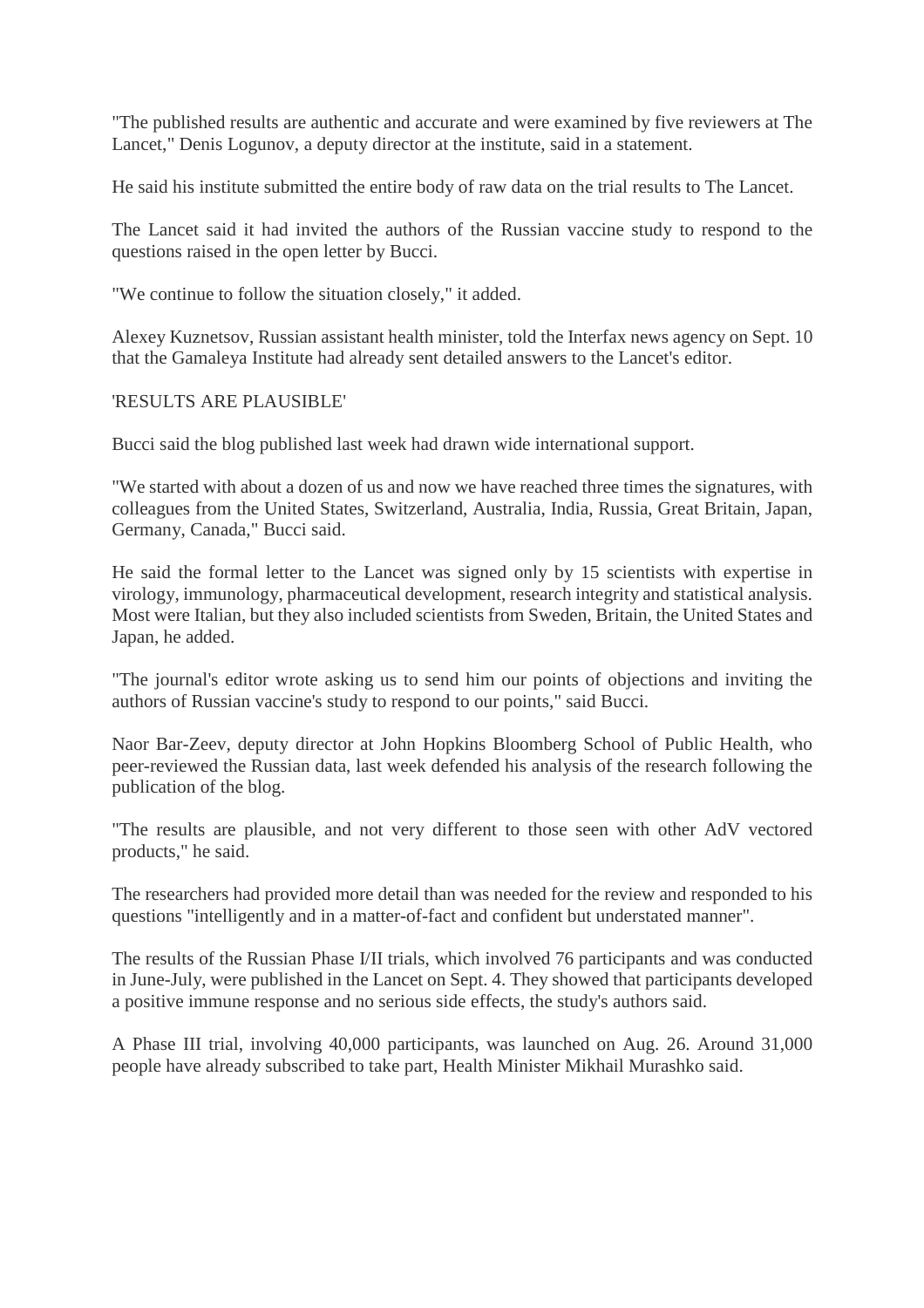"The published results are authentic and accurate and were examined by five reviewers at The Lancet," Denis Logunov, a deputy director at the institute, said in a statement.

He said his institute submitted the entire body of raw data on the trial results to The Lancet.

The Lancet said it had invited the authors of the Russian vaccine study to respond to the questions raised in the open letter by Bucci.

"We continue to follow the situation closely," it added.

Alexey Kuznetsov, Russian assistant health minister, told the Interfax news agency on Sept. 10 that the Gamaleya Institute had already sent detailed answers to the Lancet's editor.

'RESULTS ARE PLAUSIBLE'

Bucci said the blog published last week had drawn wide international support.

"We started with about a dozen of us and now we have reached three times the signatures, with colleagues from the United States, Switzerland, Australia, India, Russia, Great Britain, Japan, Germany, Canada," Bucci said.

He said the formal letter to the Lancet was signed only by 15 scientists with expertise in virology, immunology, pharmaceutical development, research integrity and statistical analysis. Most were Italian, but they also included scientists from Sweden, Britain, the United States and Japan, he added.

"The journal's editor wrote asking us to send him our points of objections and inviting the authors of Russian vaccine's study to respond to our points," said Bucci.

Naor Bar-Zeev, deputy director at John Hopkins Bloomberg School of Public Health, who peer-reviewed the Russian data, last week defended his analysis of the research following the publication of the blog.

"The results are plausible, and not very different to those seen with other AdV vectored products," he said.

The researchers had provided more detail than was needed for the review and responded to his questions "intelligently and in a matter-of-fact and confident but understated manner".

The results of the Russian Phase I/II trials, which involved 76 participants and was conducted in June-July, were published in the Lancet on Sept. 4. They showed that participants developed a positive immune response and no serious side effects, the study's authors said.

A Phase III trial, involving 40,000 participants, was launched on Aug. 26. Around 31,000 people have already subscribed to take part, Health Minister Mikhail Murashko said.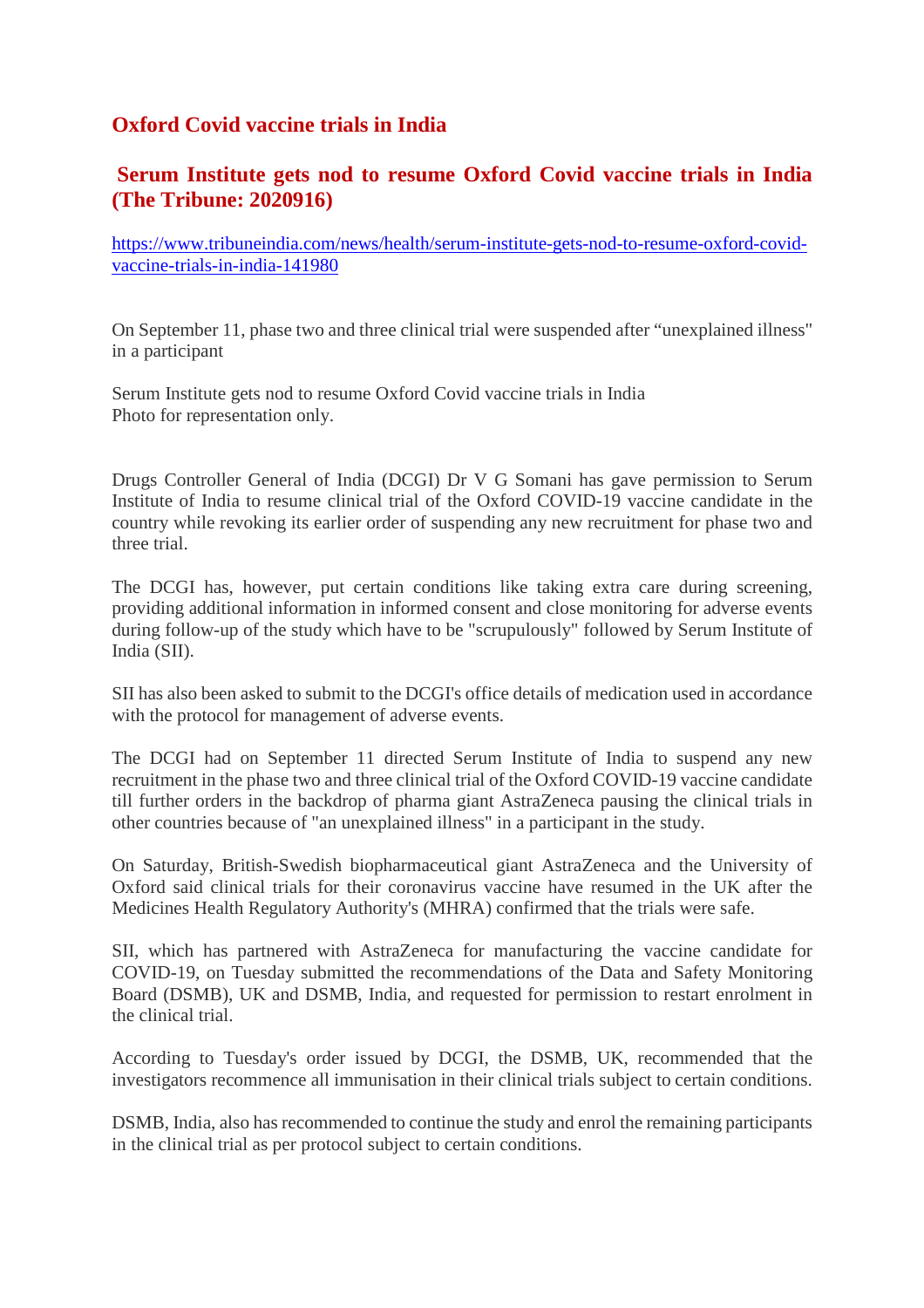## Oxford Covid vaccine trials in India

### Serum Institute gets nod to resume Oxford Covid vaccine trials in India (The Tribune: 2020916)

https://www.tribuneindia.com/news/health/serum-institute-gets-nod-to-resume-oxford-covid-vaccine-trials-in-india-141980

On September 11, phase two and three clinical trial were suspended after "unexplained illness" in a participant

Serum Institute gets nod to resume Oxford Covid vaccine trials in India
Photo for representation only.

Drugs Controller General of India (DCGI) Dr V G Somani has gave permission to Serum Institute of India to resume clinical trial of the Oxford COVID-19 vaccine candidate in the country while revoking its earlier order of suspending any new recruitment for phase two and three trial.

The DCGI has, however, put certain conditions like taking extra care during screening, providing additional information in informed consent and close monitoring for adverse events during follow-up of the study which have to be "scrupulously" followed by Serum Institute of India (SII).

SII has also been asked to submit to the DCGI's office details of medication used in accordance with the protocol for management of adverse events.

The DCGI had on September 11 directed Serum Institute of India to suspend any new recruitment in the phase two and three clinical trial of the Oxford COVID-19 vaccine candidate till further orders in the backdrop of pharma giant AstraZeneca pausing the clinical trials in other countries because of "an unexplained illness" in a participant in the study.

On Saturday, British-Swedish biopharmaceutical giant AstraZeneca and the University of Oxford said clinical trials for their coronavirus vaccine have resumed in the UK after the Medicines Health Regulatory Authority's (MHRA) confirmed that the trials were safe.

SII, which has partnered with AstraZeneca for manufacturing the vaccine candidate for COVID-19, on Tuesday submitted the recommendations of the Data and Safety Monitoring Board (DSMB), UK and DSMB, India, and requested for permission to restart enrolment in the clinical trial.

According to Tuesday's order issued by DCGI, the DSMB, UK, recommended that the investigators recommence all immunisation in their clinical trials subject to certain conditions.

DSMB, India, also has recommended to continue the study and enrol the remaining participants in the clinical trial as per protocol subject to certain conditions.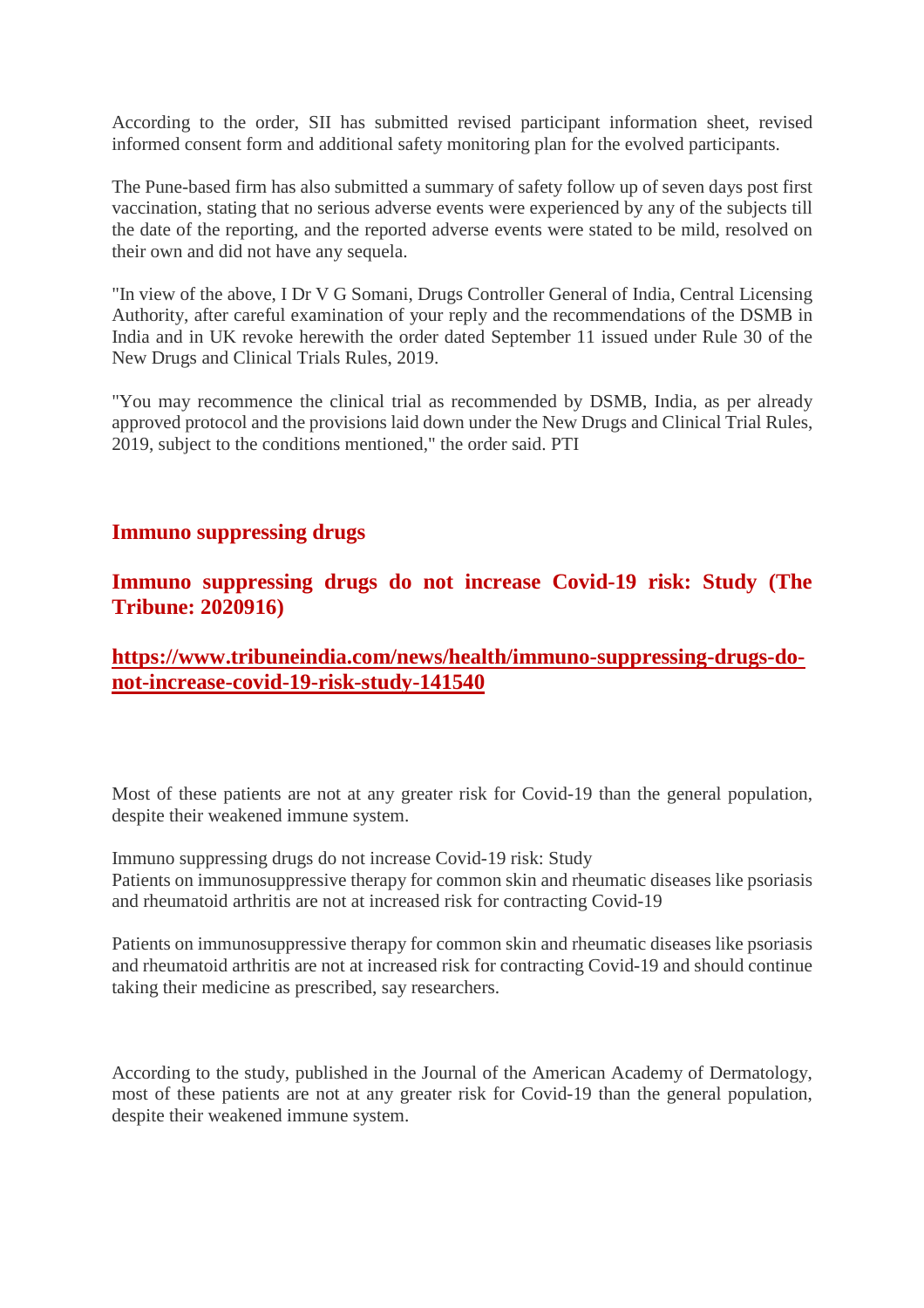According to the order, SII has submitted revised participant information sheet, revised informed consent form and additional safety monitoring plan for the evolved participants.

The Pune-based firm has also submitted a summary of safety follow up of seven days post first vaccination, stating that no serious adverse events were experienced by any of the subjects till the date of the reporting, and the reported adverse events were stated to be mild, resolved on their own and did not have any sequela.

"In view of the above, I Dr V G Somani, Drugs Controller General of India, Central Licensing Authority, after careful examination of your reply and the recommendations of the DSMB in India and in UK revoke herewith the order dated September 11 issued under Rule 30 of the New Drugs and Clinical Trials Rules, 2019.

"You may recommence the clinical trial as recommended by DSMB, India, as per already approved protocol and the provisions laid down under the New Drugs and Clinical Trial Rules, 2019, subject to the conditions mentioned," the order said. PTI

## Immuno suppressing drugs

## Immuno suppressing drugs do not increase Covid-19 risk: Study (The Tribune: 2020916)

**https://www.tribuneindia.com/news/health/immuno-suppressing-drugs-do-not-increase-covid-19-risk-study-141540**

Most of these patients are not at any greater risk for Covid-19 than the general population, despite their weakened immune system.

Immuno suppressing drugs do not increase Covid-19 risk: Study
Patients on immunosuppressive therapy for common skin and rheumatic diseases like psoriasis and rheumatoid arthritis are not at increased risk for contracting Covid-19

Patients on immunosuppressive therapy for common skin and rheumatic diseases like psoriasis and rheumatoid arthritis are not at increased risk for contracting Covid-19 and should continue taking their medicine as prescribed, say researchers.

According to the study, published in the Journal of the American Academy of Dermatology, most of these patients are not at any greater risk for Covid-19 than the general population, despite their weakened immune system.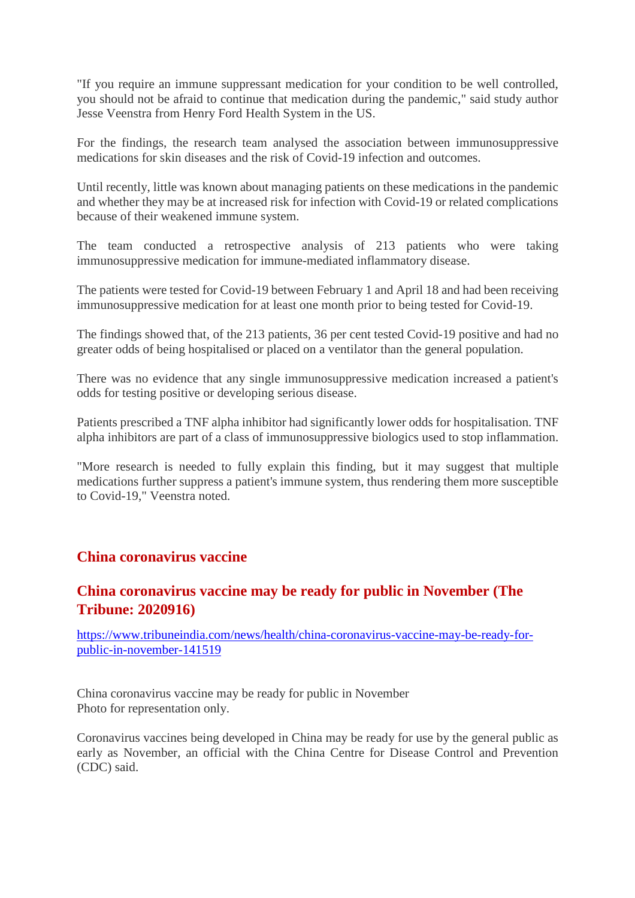"If you require an immune suppressant medication for your condition to be well controlled, you should not be afraid to continue that medication during the pandemic," said study author Jesse Veenstra from Henry Ford Health System in the US.

For the findings, the research team analysed the association between immunosuppressive medications for skin diseases and the risk of Covid-19 infection and outcomes.

Until recently, little was known about managing patients on these medications in the pandemic and whether they may be at increased risk for infection with Covid-19 or related complications because of their weakened immune system.

The team conducted a retrospective analysis of 213 patients who were taking immunosuppressive medication for immune-mediated inflammatory disease.

The patients were tested for Covid-19 between February 1 and April 18 and had been receiving immunosuppressive medication for at least one month prior to being tested for Covid-19.

The findings showed that, of the 213 patients, 36 per cent tested Covid-19 positive and had no greater odds of being hospitalised or placed on a ventilator than the general population.

There was no evidence that any single immunosuppressive medication increased a patient's odds for testing positive or developing serious disease.

Patients prescribed a TNF alpha inhibitor had significantly lower odds for hospitalisation. TNF alpha inhibitors are part of a class of immunosuppressive biologics used to stop inflammation.

"More research is needed to fully explain this finding, but it may suggest that multiple medications further suppress a patient's immune system, thus rendering them more susceptible to Covid-19," Veenstra noted.

## China coronavirus vaccine

### China coronavirus vaccine may be ready for public in November (The Tribune: 2020916)

[https://www.tribuneindia.com/news/health/china-coronavirus-vaccine-may-be-ready-for-public-in-november-141519](https://www.tribuneindia.com/news/health/china-coronavirus-vaccine-may-be-ready-for-public-in-november-141519)

China coronavirus vaccine may be ready for public in November
Photo for representation only.

Coronavirus vaccines being developed in China may be ready for use by the general public as early as November, an official with the China Centre for Disease Control and Prevention (CDC) said.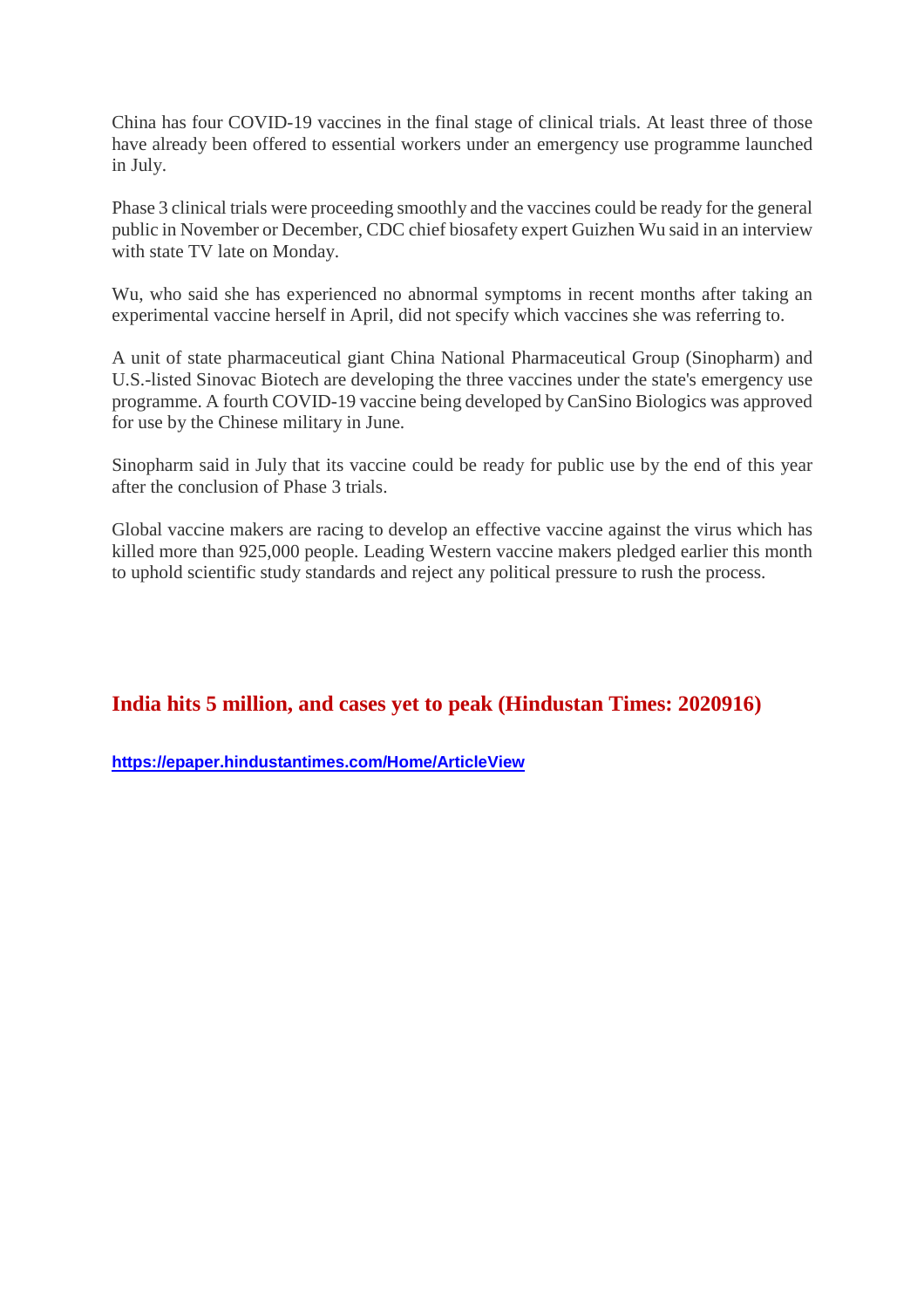China has four COVID-19 vaccines in the final stage of clinical trials. At least three of those have already been offered to essential workers under an emergency use programme launched in July.

Phase 3 clinical trials were proceeding smoothly and the vaccines could be ready for the general public in November or December, CDC chief biosafety expert Guizhen Wu said in an interview with state TV late on Monday.

Wu, who said she has experienced no abnormal symptoms in recent months after taking an experimental vaccine herself in April, did not specify which vaccines she was referring to.

A unit of state pharmaceutical giant China National Pharmaceutical Group (Sinopharm) and U.S.-listed Sinovac Biotech are developing the three vaccines under the state's emergency use programme. A fourth COVID-19 vaccine being developed by CanSino Biologics was approved for use by the Chinese military in June.

Sinopharm said in July that its vaccine could be ready for public use by the end of this year after the conclusion of Phase 3 trials.

Global vaccine makers are racing to develop an effective vaccine against the virus which has killed more than 925,000 people. Leading Western vaccine makers pledged earlier this month to uphold scientific study standards and reject any political pressure to rush the process.

## India hits 5 million, and cases yet to peak (Hindustan Times: 2020916)

**https://epaper.hindustantimes.com/Home/ArticleView**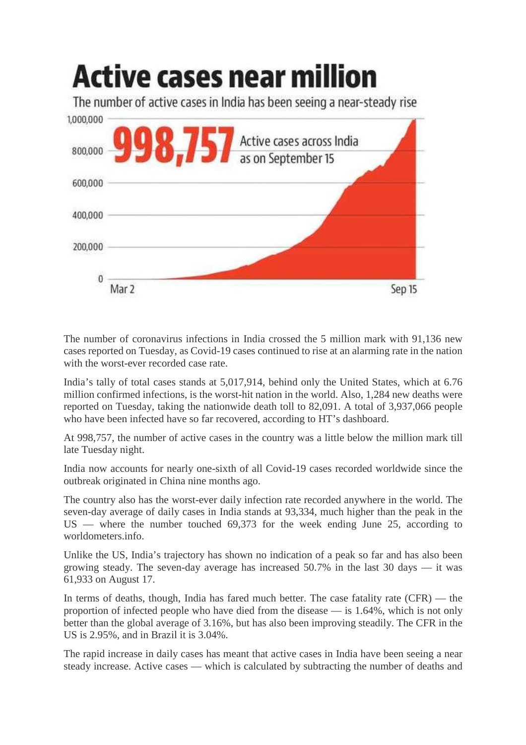# Active cases near million

The number of active cases in India has been seeing a near-steady rise

998,757 Active cases across India as on September 15

The number of coronavirus infections in India crossed the 5 million mark with 91,136 new cases reported on Tuesday, as Covid-19 cases continued to rise at an alarming rate in the nation with the worst-ever recorded case rate.

India's tally of total cases stands at 5,017,914, behind only the United States, which at 6.76 million confirmed infections, is the worst-hit nation in the world. Also, 1,284 new deaths were reported on Tuesday, taking the nationwide death toll to 82,091. A total of 3,937,066 people who have been infected have so far recovered, according to HT's dashboard.

At 998,757, the number of active cases in the country was a little below the million mark till late Tuesday night.

India now accounts for nearly one-sixth of all Covid-19 cases recorded worldwide since the outbreak originated in China nine months ago.

The country also has the worst-ever daily infection rate recorded anywhere in the world. The seven-day average of daily cases in India stands at 93,334, much higher than the peak in the US — where the number touched 69,373 for the week ending June 25, according to worldometers.info.

Unlike the US, India's trajectory has shown no indication of a peak so far and has also been growing steady. The seven-day average has increased 50.7% in the last 30 days — it was 61,933 on August 17.

In terms of deaths, though, India has fared much better. The case fatality rate (CFR) — the proportion of infected people who have died from the disease — is 1.64%, which is not only better than the global average of 3.16%, but has also been improving steadily. The CFR in the US is 2.95%, and in Brazil it is 3.04%.

The rapid increase in daily cases has meant that active cases in India have been seeing a near steady increase. Active cases — which is calculated by subtracting the number of deaths and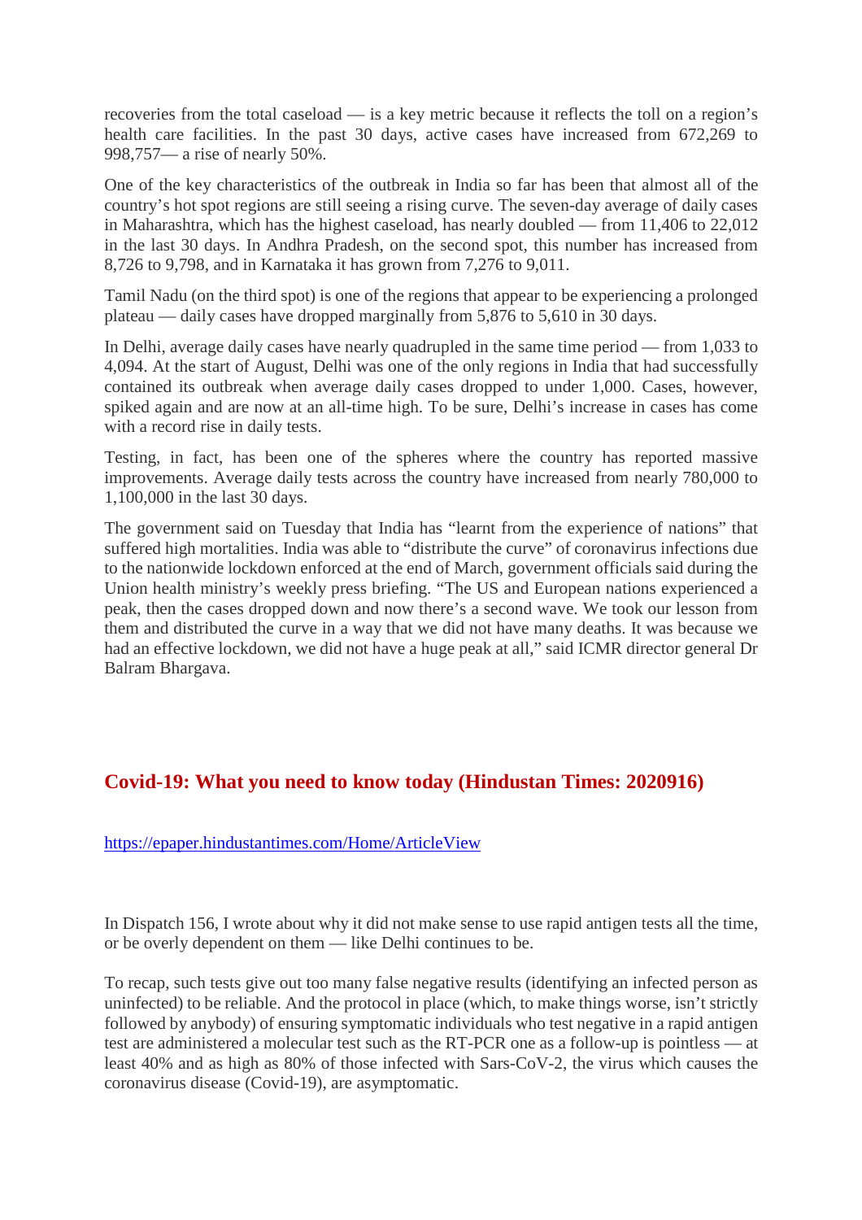recoveries from the total caseload — is a key metric because it reflects the toll on a region's health care facilities. In the past 30 days, active cases have increased from 672,269 to 998,757— a rise of nearly 50%.

One of the key characteristics of the outbreak in India so far has been that almost all of the country's hot spot regions are still seeing a rising curve. The seven-day average of daily cases in Maharashtra, which has the highest caseload, has nearly doubled — from 11,406 to 22,012 in the last 30 days. In Andhra Pradesh, on the second spot, this number has increased from 8,726 to 9,798, and in Karnataka it has grown from 7,276 to 9,011.

Tamil Nadu (on the third spot) is one of the regions that appear to be experiencing a prolonged plateau — daily cases have dropped marginally from 5,876 to 5,610 in 30 days.

In Delhi, average daily cases have nearly quadrupled in the same time period — from 1,033 to 4,094. At the start of August, Delhi was one of the only regions in India that had successfully contained its outbreak when average daily cases dropped to under 1,000. Cases, however, spiked again and are now at an all-time high. To be sure, Delhi's increase in cases has come with a record rise in daily tests.

Testing, in fact, has been one of the spheres where the country has reported massive improvements. Average daily tests across the country have increased from nearly 780,000 to 1,100,000 in the last 30 days.

The government said on Tuesday that India has "learnt from the experience of nations" that suffered high mortalities. India was able to "distribute the curve" of coronavirus infections due to the nationwide lockdown enforced at the end of March, government officials said during the Union health ministry's weekly press briefing. "The US and European nations experienced a peak, then the cases dropped down and now there's a second wave. We took our lesson from them and distributed the curve in a way that we did not have many deaths. It was because we had an effective lockdown, we did not have a huge peak at all," said ICMR director general Dr Balram Bhargava.

## Covid-19: What you need to know today (Hindustan Times: 2020916)

https://epaper.hindustantimes.com/Home/ArticleView

In Dispatch 156, I wrote about why it did not make sense to use rapid antigen tests all the time, or be overly dependent on them — like Delhi continues to be.

To recap, such tests give out too many false negative results (identifying an infected person as uninfected) to be reliable. And the protocol in place (which, to make things worse, isn't strictly followed by anybody) of ensuring symptomatic individuals who test negative in a rapid antigen test are administered a molecular test such as the RT-PCR one as a follow-up is pointless — at least 40% and as high as 80% of those infected with Sars-CoV-2, the virus which causes the coronavirus disease (Covid-19), are asymptomatic.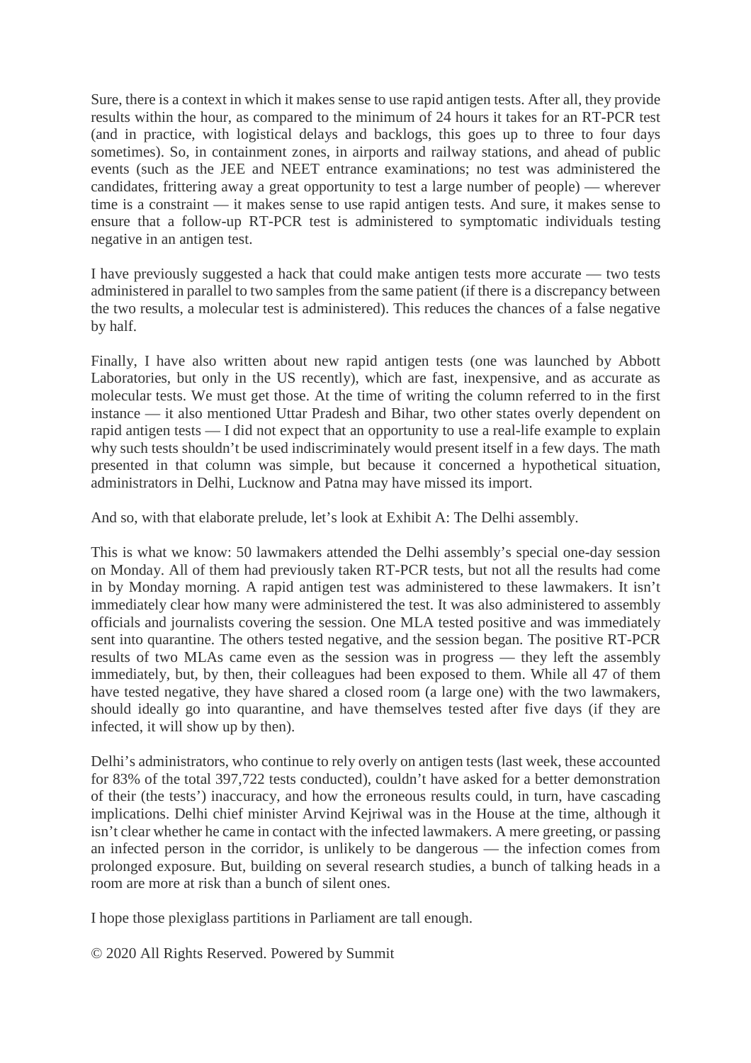Sure, there is a context in which it makes sense to use rapid antigen tests. After all, they provide results within the hour, as compared to the minimum of 24 hours it takes for an RT-PCR test (and in practice, with logistical delays and backlogs, this goes up to three to four days sometimes). So, in containment zones, in airports and railway stations, and ahead of public events (such as the JEE and NEET entrance examinations; no test was administered the candidates, frittering away a great opportunity to test a large number of people) — wherever time is a constraint — it makes sense to use rapid antigen tests. And sure, it makes sense to ensure that a follow-up RT-PCR test is administered to symptomatic individuals testing negative in an antigen test.

I have previously suggested a hack that could make antigen tests more accurate — two tests administered in parallel to two samples from the same patient (if there is a discrepancy between the two results, a molecular test is administered). This reduces the chances of a false negative by half.

Finally, I have also written about new rapid antigen tests (one was launched by Abbott Laboratories, but only in the US recently), which are fast, inexpensive, and as accurate as molecular tests. We must get those. At the time of writing the column referred to in the first instance — it also mentioned Uttar Pradesh and Bihar, two other states overly dependent on rapid antigen tests — I did not expect that an opportunity to use a real-life example to explain why such tests shouldn't be used indiscriminately would present itself in a few days. The math presented in that column was simple, but because it concerned a hypothetical situation, administrators in Delhi, Lucknow and Patna may have missed its import.

And so, with that elaborate prelude, let's look at Exhibit A: The Delhi assembly.

This is what we know: 50 lawmakers attended the Delhi assembly's special one-day session on Monday. All of them had previously taken RT-PCR tests, but not all the results had come in by Monday morning. A rapid antigen test was administered to these lawmakers. It isn't immediately clear how many were administered the test. It was also administered to assembly officials and journalists covering the session. One MLA tested positive and was immediately sent into quarantine. The others tested negative, and the session began. The positive RT-PCR results of two MLAs came even as the session was in progress — they left the assembly immediately, but, by then, their colleagues had been exposed to them. While all 47 of them have tested negative, they have shared a closed room (a large one) with the two lawmakers, should ideally go into quarantine, and have themselves tested after five days (if they are infected, it will show up by then).

Delhi's administrators, who continue to rely overly on antigen tests (last week, these accounted for 83% of the total 397,722 tests conducted), couldn't have asked for a better demonstration of their (the tests') inaccuracy, and how the erroneous results could, in turn, have cascading implications. Delhi chief minister Arvind Kejriwal was in the House at the time, although it isn't clear whether he came in contact with the infected lawmakers. A mere greeting, or passing an infected person in the corridor, is unlikely to be dangerous — the infection comes from prolonged exposure. But, building on several research studies, a bunch of talking heads in a room are more at risk than a bunch of silent ones.

I hope those plexiglass partitions in Parliament are tall enough.

© 2020 All Rights Reserved. Powered by Summit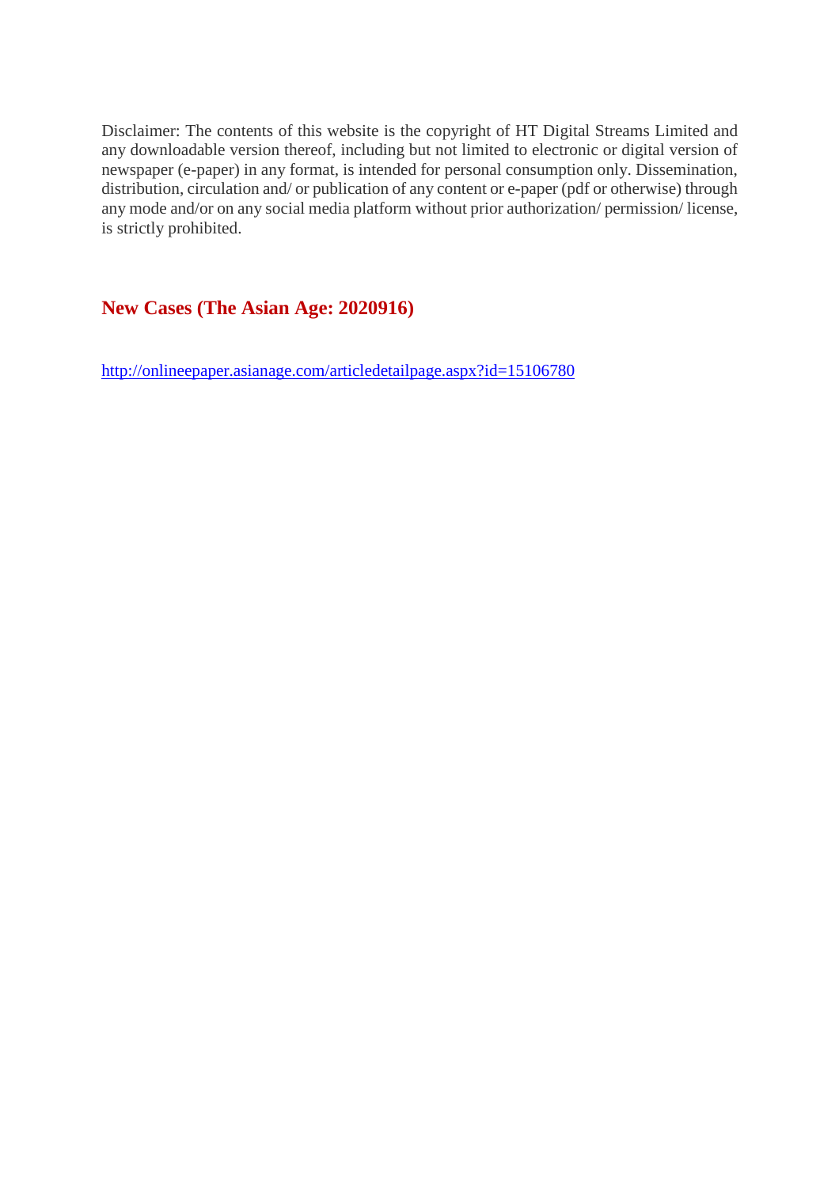Disclaimer: The contents of this website is the copyright of HT Digital Streams Limited and any downloadable version thereof, including but not limited to electronic or digital version of newspaper (e-paper) in any format, is intended for personal consumption only. Dissemination, distribution, circulation and/ or publication of any content or e-paper (pdf or otherwise) through any mode and/or on any social media platform without prior authorization/ permission/ license, is strictly prohibited.

## New Cases (The Asian Age: 2020916)

http://onlineepaper.asianage.com/articledetailpage.aspx?id=15106780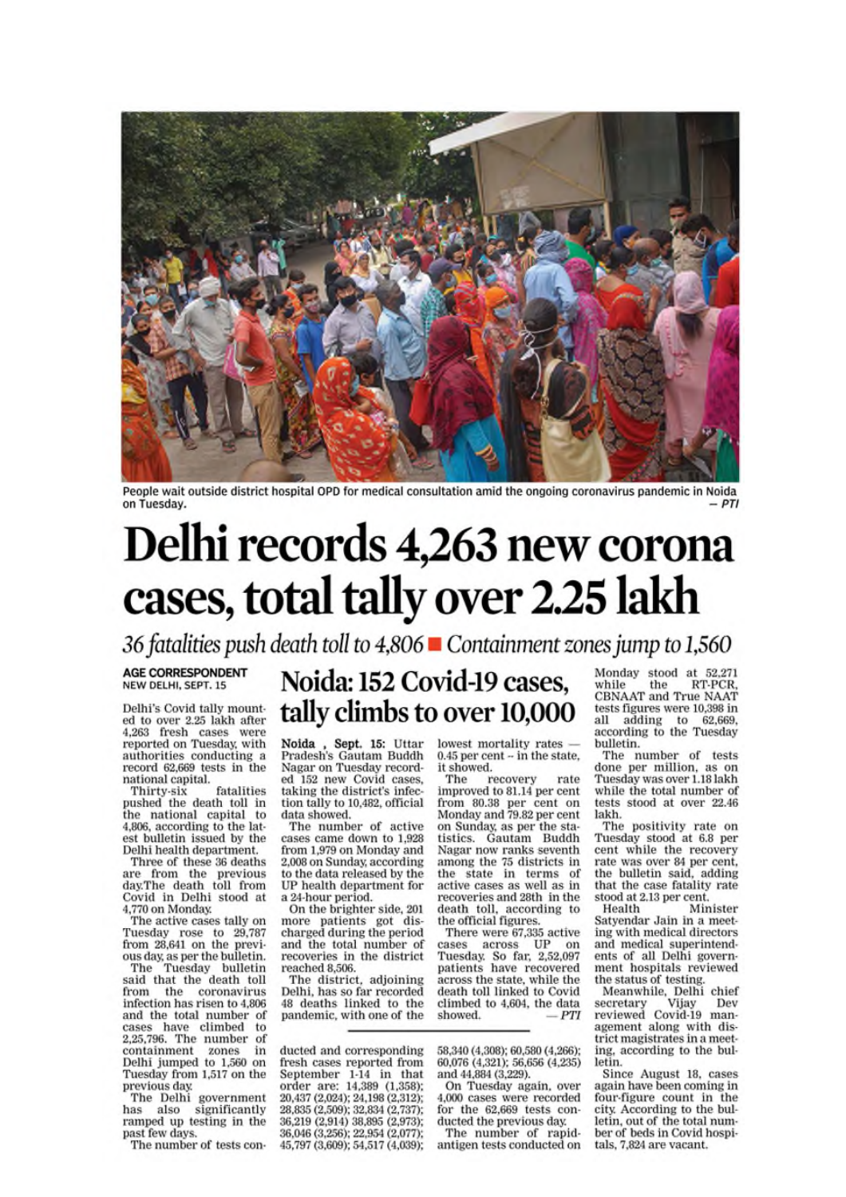People wait outside district hospital OPD for medical consultation amid the ongoing coronavirus pandemic in Noida on Tuesday. — *PTI*

# Delhi records 4,263 new corona cases, total tally over 2.25 lakh

*36 fatalities push death toll to 4,806 ■ Containment zones jump to 1,560*

**AGE CORRESPONDENT**
NEW DELHI, SEPT. 15

Delhi's Covid tally mounted to over 2.25 lakh after 4,263 fresh cases were reported on Tuesday, with authorities conducting a record 62,669 tests in the national capital.

Thirty-six fatalities pushed the death toll in the national capital to 4,806, according to the latest bulletin issued by the Delhi health department.

Three of these 36 deaths are from the previous day.The death toll from Covid in Delhi stood at 4,770 on Monday.

The active cases tally on Tuesday rose to 29,787 from 28,641 on the previous day, as per the bulletin.

The Tuesday bulletin said that the death toll from the coronavirus infection has risen to 4,806 and the total number of cases have climbed to 2,25,796. The number of containment zones in Delhi jumped to 1,560 on Tuesday from 1,517 on the previous day.

The Delhi government has also significantly ramped up testing in the past few days.

The number of tests conducted and corresponding fresh cases reported from September 1-14 in that order are: 14,389 (1,358); 20,437 (2,024); 24,198 (2,312); 28,835 (2,509); 32,834 (2,737); 36,219 (2,914) 38,895 (2,973); 36,046 (3,256); 22,954 (2,077); 45,797 (3,609); 54,517 (4,039); 58,340 (4,308); 60,580 (4,266); 60,076 (4,321); 56,656 (4,235) and 44,884 (3,229).

On Tuesday again, over 4,000 cases were recorded for the 62,669 tests conducted the previous day.

The number of rapid-antigen tests conducted on Monday stood at 52,271 while the RT-PCR, CBNAAT and True NAAT tests figures were 10,398 in all adding to 62,669, according to the Tuesday bulletin.

The number of tests done per million, as on Tuesday was over 1.18 lakh while the total number of tests stood at over 22.46 lakh.

The positivity rate on Tuesday stood at 6.8 per cent while the recovery rate was over 84 per cent, the bulletin said, adding that the case fatality rate stood at 2.13 per cent.

Health Minister Satyendar Jain in a meeting with medical directors and medical superintendents of all Delhi government hospitals reviewed the status of testing.

Meanwhile, Delhi chief secretary Vijay Dev reviewed Covid-19 management along with district magistrates in a meeting, according to the bulletin.

Since August 18, cases again have been coming in four-figure count in the city. According to the bulletin, out of the total number of beds in Covid hospitals, 7,824 are vacant.

## Noida: 152 Covid-19 cases, tally climbs to over 10,000

**Noida , Sept. 15:** Uttar Pradesh's Gautam Buddh Nagar on Tuesday recorded 152 new Covid cases, taking the district's infection tally to 10,482, official data showed.

The number of active cases came down to 1,928 from 1,979 on Monday and 2,008 on Sunday, according to the data released by the UP health department for a 24-hour period.

On the brighter side, 201 more patients got discharged during the period and the total number of recoveries in the district reached 8,506.

The district, adjoining Delhi, has so far recorded 48 deaths linked to the pandemic, with one of the lowest mortality rates — 0.45 per cent – in the state, it showed.

The recovery rate improved to 81.14 per cent from 80.38 per cent on Monday and 79.82 per cent on Sunday, as per the statistics. Gautam Buddh Nagar now ranks seventh among the 75 districts in the state in terms of active cases as well as in recoveries and 28th in the death toll, according to the official figures.

There were 67,335 active cases across UP on Tuesday. So far, 2,52,097 patients have recovered across the state, while the death toll linked to Covid climbed to 4,604, the data showed. — *PTI*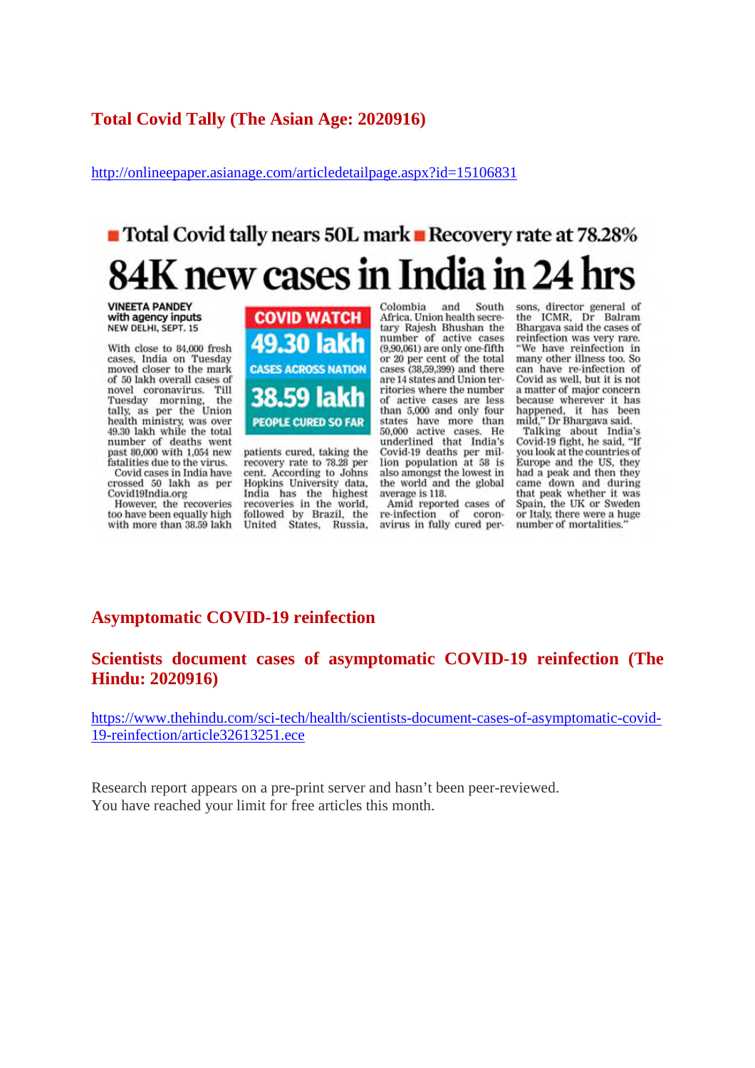## Total Covid Tally (The Asian Age: 2020916)

http://onlineepaper.asianage.com/articledetailpage.aspx?id=15106831

■ Total Covid tally nears 50L mark ■ Recovery rate at 78.28%

# 84K new cases in India in 24 hrs

**VINEETA PANDEY**
**with agency inputs**
NEW DELHI, SEPT. 15

**COVID WATCH**

**49.30 lakh**
**CASES ACROSS NATION**

**38.59 lakh**
**PEOPLE CURED SO FAR**

With close to 84,000 fresh cases, India on Tuesday moved closer to the mark of 50 lakh overall cases of novel coronavirus. Till Tuesday morning, the tally, as per the Union health ministry, was over 49.30 lakh while the total number of deaths went past 80,000 with 1,054 new fatalities due to the virus.

Covid cases in India have crossed 50 lakh as per Covid19India.org

However, the recoveries too have been equally high with more than 38.59 lakh patients cured, taking the recovery rate to 78.28 per cent. According to Johns Hopkins University data, India has the highest recoveries in the world, followed by Brazil, the United States, Russia, Colombia and South Africa. Union health secretary Rajesh Bhushan the number of active cases (9,90,061) are only one-fifth or 20 per cent of the total cases (38,59,399) and there are 14 states and Union territories where the number of active cases are less than 5,000 and only four states have more than 50,000 active cases. He underlined that India's Covid-19 deaths per million population at 58 is also amongst the lowest in the world and the global average is 118.

Amid reported cases of re-infection of coronavirus in fully cured persons, director general of the ICMR, Dr Balram Bhargava said the cases of reinfection was very rare. "We have reinfection in many other illness too. So can have re-infection of Covid as well, but it is not a matter of major concern because wherever it has happened, it has been mild," Dr Bhargava said.

Talking about India's Covid-19 fight, he said, "If you look at the countries of Europe and the US, they had a peak and then they came down and during that peak whether it was Spain, the UK or Sweden or Italy, there were a huge number of mortalities."

## Asymptomatic COVID-19 reinfection

## Scientists document cases of asymptomatic COVID-19 reinfection (The Hindu: 2020916)

https://www.thehindu.com/sci-tech/health/scientists-document-cases-of-asymptomatic-covid-19-reinfection/article32613251.ece

Research report appears on a pre-print server and hasn't been peer-reviewed.
You have reached your limit for free articles this month.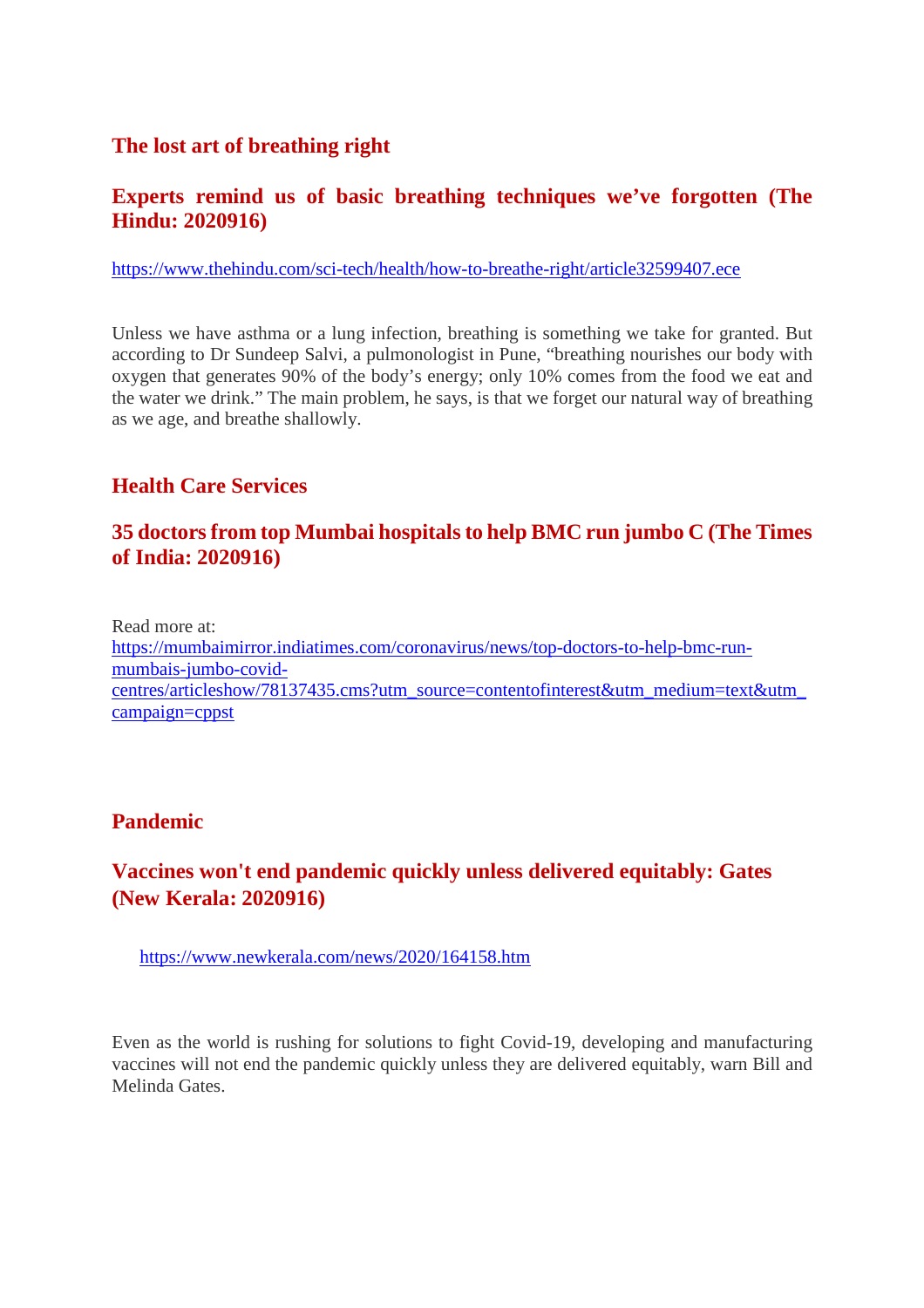## The lost art of breathing right

### Experts remind us of basic breathing techniques we've forgotten (The Hindu: 2020916)

https://www.thehindu.com/sci-tech/health/how-to-breathe-right/article32599407.ece

Unless we have asthma or a lung infection, breathing is something we take for granted. But according to Dr Sundeep Salvi, a pulmonologist in Pune, "breathing nourishes our body with oxygen that generates 90% of the body's energy; only 10% comes from the food we eat and the water we drink." The main problem, he says, is that we forget our natural way of breathing as we age, and breathe shallowly.

## Health Care Services

### 35 doctors from top Mumbai hospitals to help BMC run jumbo C (The Times of India: 2020916)

Read more at:
https://mumbaimirror.indiatimes.com/coronavirus/news/top-doctors-to-help-bmc-run-mumbais-jumbo-covid-centres/articleshow/78137435.cms?utm_source=contentofinterest&utm_medium=text&utm_campaign=cppst

## Pandemic

### Vaccines won't end pandemic quickly unless delivered equitably: Gates (New Kerala: 2020916)

https://www.newkerala.com/news/2020/164158.htm

Even as the world is rushing for solutions to fight Covid-19, developing and manufacturing vaccines will not end the pandemic quickly unless they are delivered equitably, warn Bill and Melinda Gates.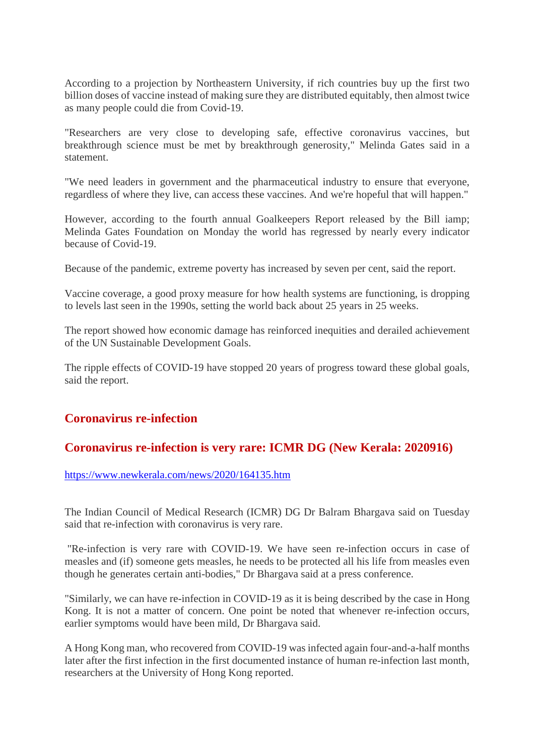According to a projection by Northeastern University, if rich countries buy up the first two billion doses of vaccine instead of making sure they are distributed equitably, then almost twice as many people could die from Covid-19.

"Researchers are very close to developing safe, effective coronavirus vaccines, but breakthrough science must be met by breakthrough generosity," Melinda Gates said in a statement.

"We need leaders in government and the pharmaceutical industry to ensure that everyone, regardless of where they live, can access these vaccines. And we're hopeful that will happen."

However, according to the fourth annual Goalkeepers Report released by the Bill iamp; Melinda Gates Foundation on Monday the world has regressed by nearly every indicator because of Covid-19.

Because of the pandemic, extreme poverty has increased by seven per cent, said the report.

Vaccine coverage, a good proxy measure for how health systems are functioning, is dropping to levels last seen in the 1990s, setting the world back about 25 years in 25 weeks.

The report showed how economic damage has reinforced inequities and derailed achievement of the UN Sustainable Development Goals.

The ripple effects of COVID-19 have stopped 20 years of progress toward these global goals, said the report.

## Coronavirus re-infection

## Coronavirus re-infection is very rare: ICMR DG (New Kerala: 2020916)

https://www.newkerala.com/news/2020/164135.htm

The Indian Council of Medical Research (ICMR) DG Dr Balram Bhargava said on Tuesday said that re-infection with coronavirus is very rare.

"Re-infection is very rare with COVID-19. We have seen re-infection occurs in case of measles and (if) someone gets measles, he needs to be protected all his life from measles even though he generates certain anti-bodies," Dr Bhargava said at a press conference.

"Similarly, we can have re-infection in COVID-19 as it is being described by the case in Hong Kong. It is not a matter of concern. One point be noted that whenever re-infection occurs, earlier symptoms would have been mild, Dr Bhargava said.

A Hong Kong man, who recovered from COVID-19 was infected again four-and-a-half months later after the first infection in the first documented instance of human re-infection last month, researchers at the University of Hong Kong reported.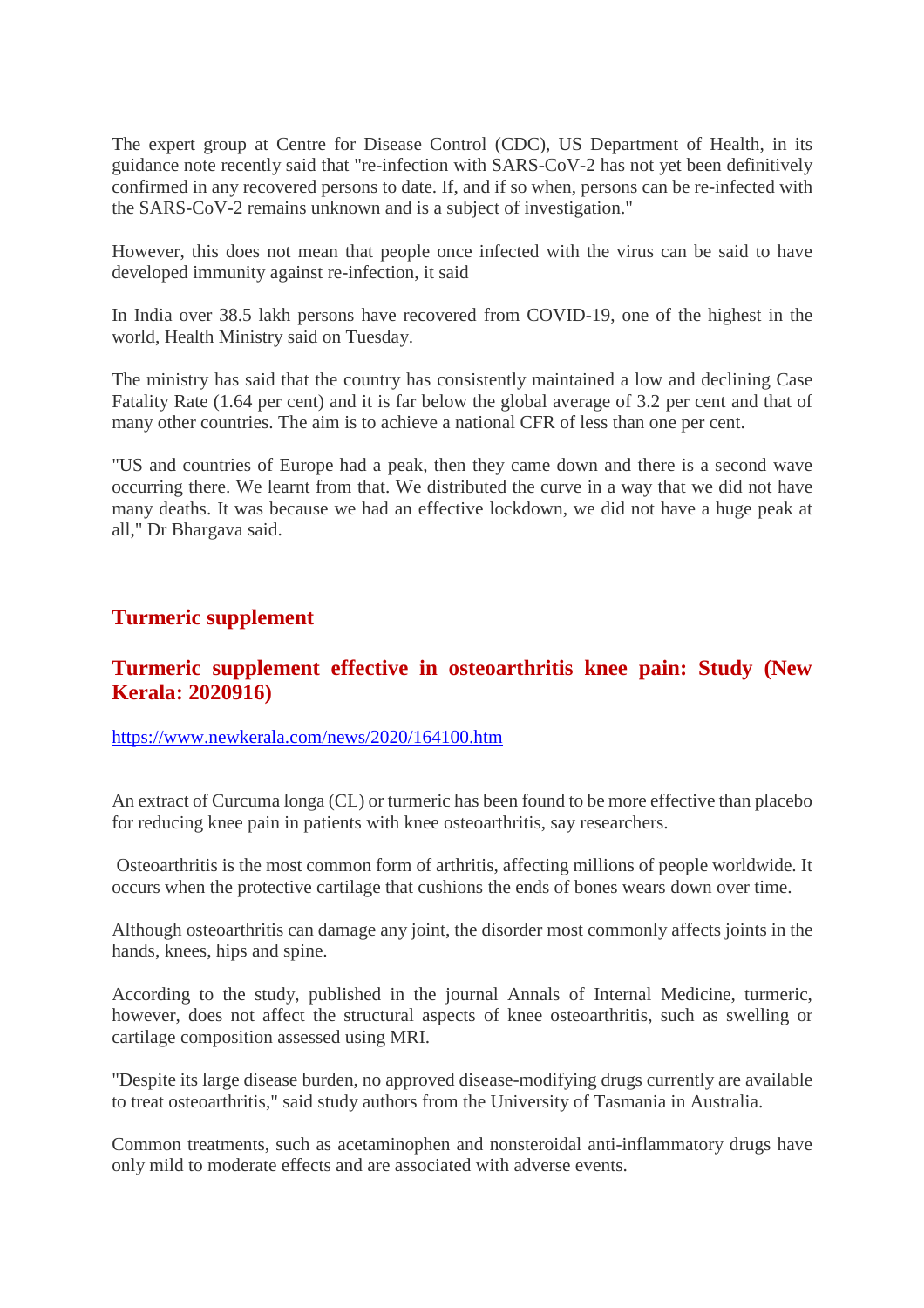The expert group at Centre for Disease Control (CDC), US Department of Health, in its guidance note recently said that "re-infection with SARS-CoV-2 has not yet been definitively confirmed in any recovered persons to date. If, and if so when, persons can be re-infected with the SARS-CoV-2 remains unknown and is a subject of investigation."

However, this does not mean that people once infected with the virus can be said to have developed immunity against re-infection, it said

In India over 38.5 lakh persons have recovered from COVID-19, one of the highest in the world, Health Ministry said on Tuesday.

The ministry has said that the country has consistently maintained a low and declining Case Fatality Rate (1.64 per cent) and it is far below the global average of 3.2 per cent and that of many other countries. The aim is to achieve a national CFR of less than one per cent.

"US and countries of Europe had a peak, then they came down and there is a second wave occurring there. We learnt from that. We distributed the curve in a way that we did not have many deaths. It was because we had an effective lockdown, we did not have a huge peak at all," Dr Bhargava said.

## Turmeric supplement

### Turmeric supplement effective in osteoarthritis knee pain: Study (New Kerala: 2020916)

https://www.newkerala.com/news/2020/164100.htm

An extract of Curcuma longa (CL) or turmeric has been found to be more effective than placebo for reducing knee pain in patients with knee osteoarthritis, say researchers.

Osteoarthritis is the most common form of arthritis, affecting millions of people worldwide. It occurs when the protective cartilage that cushions the ends of bones wears down over time.

Although osteoarthritis can damage any joint, the disorder most commonly affects joints in the hands, knees, hips and spine.

According to the study, published in the journal Annals of Internal Medicine, turmeric, however, does not affect the structural aspects of knee osteoarthritis, such as swelling or cartilage composition assessed using MRI.

"Despite its large disease burden, no approved disease-modifying drugs currently are available to treat osteoarthritis," said study authors from the University of Tasmania in Australia.

Common treatments, such as acetaminophen and nonsteroidal anti-inflammatory drugs have only mild to moderate effects and are associated with adverse events.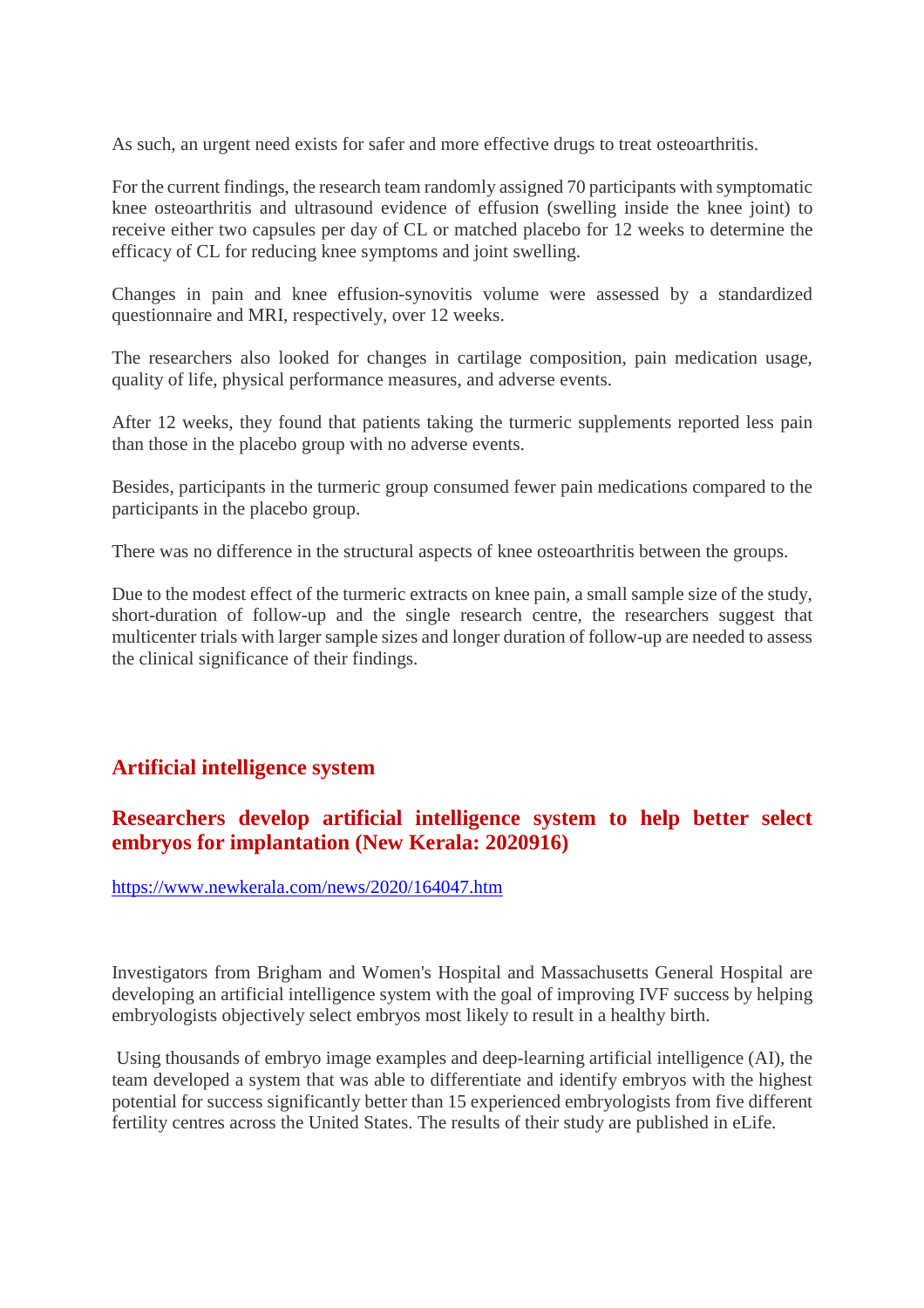As such, an urgent need exists for safer and more effective drugs to treat osteoarthritis.

For the current findings, the research team randomly assigned 70 participants with symptomatic knee osteoarthritis and ultrasound evidence of effusion (swelling inside the knee joint) to receive either two capsules per day of CL or matched placebo for 12 weeks to determine the efficacy of CL for reducing knee symptoms and joint swelling.

Changes in pain and knee effusion-synovitis volume were assessed by a standardized questionnaire and MRI, respectively, over 12 weeks.

The researchers also looked for changes in cartilage composition, pain medication usage, quality of life, physical performance measures, and adverse events.

After 12 weeks, they found that patients taking the turmeric supplements reported less pain than those in the placebo group with no adverse events.

Besides, participants in the turmeric group consumed fewer pain medications compared to the participants in the placebo group.

There was no difference in the structural aspects of knee osteoarthritis between the groups.

Due to the modest effect of the turmeric extracts on knee pain, a small sample size of the study, short-duration of follow-up and the single research centre, the researchers suggest that multicenter trials with larger sample sizes and longer duration of follow-up are needed to assess the clinical significance of their findings.

## Artificial intelligence system

### Researchers develop artificial intelligence system to help better select embryos for implantation (New Kerala: 2020916)

https://www.newkerala.com/news/2020/164047.htm

Investigators from Brigham and Women's Hospital and Massachusetts General Hospital are developing an artificial intelligence system with the goal of improving IVF success by helping embryologists objectively select embryos most likely to result in a healthy birth.

Using thousands of embryo image examples and deep-learning artificial intelligence (AI), the team developed a system that was able to differentiate and identify embryos with the highest potential for success significantly better than 15 experienced embryologists from five different fertility centres across the United States. The results of their study are published in eLife.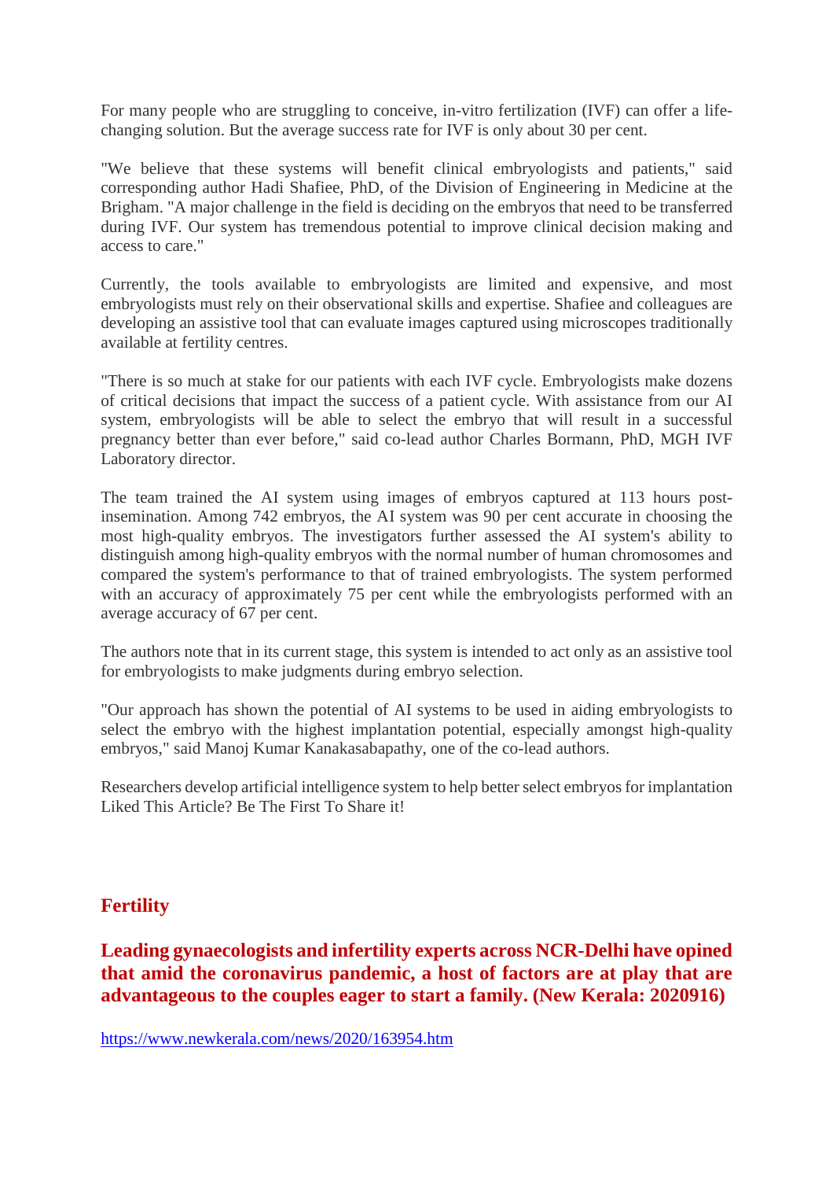For many people who are struggling to conceive, in-vitro fertilization (IVF) can offer a life-changing solution. But the average success rate for IVF is only about 30 per cent.

"We believe that these systems will benefit clinical embryologists and patients," said corresponding author Hadi Shafiee, PhD, of the Division of Engineering in Medicine at the Brigham. "A major challenge in the field is deciding on the embryos that need to be transferred during IVF. Our system has tremendous potential to improve clinical decision making and access to care."

Currently, the tools available to embryologists are limited and expensive, and most embryologists must rely on their observational skills and expertise. Shafiee and colleagues are developing an assistive tool that can evaluate images captured using microscopes traditionally available at fertility centres.

"There is so much at stake for our patients with each IVF cycle. Embryologists make dozens of critical decisions that impact the success of a patient cycle. With assistance from our AI system, embryologists will be able to select the embryo that will result in a successful pregnancy better than ever before," said co-lead author Charles Bormann, PhD, MGH IVF Laboratory director.

The team trained the AI system using images of embryos captured at 113 hours post-insemination. Among 742 embryos, the AI system was 90 per cent accurate in choosing the most high-quality embryos. The investigators further assessed the AI system's ability to distinguish among high-quality embryos with the normal number of human chromosomes and compared the system's performance to that of trained embryologists. The system performed with an accuracy of approximately 75 per cent while the embryologists performed with an average accuracy of 67 per cent.

The authors note that in its current stage, this system is intended to act only as an assistive tool for embryologists to make judgments during embryo selection.

"Our approach has shown the potential of AI systems to be used in aiding embryologists to select the embryo with the highest implantation potential, especially amongst high-quality embryos," said Manoj Kumar Kanakasabapathy, one of the co-lead authors.

Researchers develop artificial intelligence system to help better select embryos for implantation
Liked This Article? Be The First To Share it!

## Fertility

### Leading gynaecologists and infertility experts across NCR-Delhi have opined that amid the coronavirus pandemic, a host of factors are at play that are advantageous to the couples eager to start a family. (New Kerala: 2020916)

https://www.newkerala.com/news/2020/163954.htm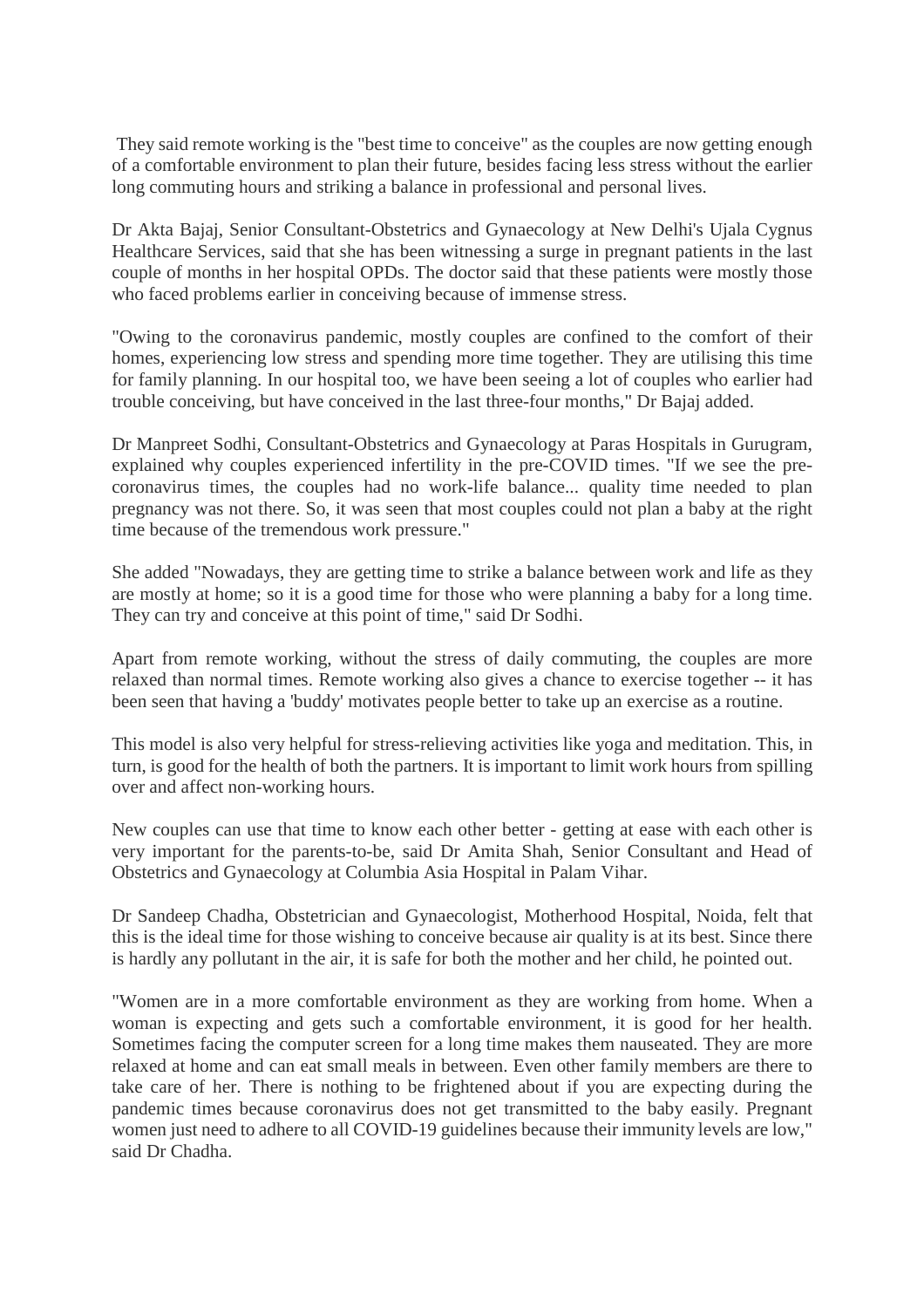They said remote working is the "best time to conceive" as the couples are now getting enough of a comfortable environment to plan their future, besides facing less stress without the earlier long commuting hours and striking a balance in professional and personal lives.

Dr Akta Bajaj, Senior Consultant-Obstetrics and Gynaecology at New Delhi's Ujala Cygnus Healthcare Services, said that she has been witnessing a surge in pregnant patients in the last couple of months in her hospital OPDs. The doctor said that these patients were mostly those who faced problems earlier in conceiving because of immense stress.

"Owing to the coronavirus pandemic, mostly couples are confined to the comfort of their homes, experiencing low stress and spending more time together. They are utilising this time for family planning. In our hospital too, we have been seeing a lot of couples who earlier had trouble conceiving, but have conceived in the last three-four months," Dr Bajaj added.

Dr Manpreet Sodhi, Consultant-Obstetrics and Gynaecology at Paras Hospitals in Gurugram, explained why couples experienced infertility in the pre-COVID times. "If we see the pre-coronavirus times, the couples had no work-life balance... quality time needed to plan pregnancy was not there. So, it was seen that most couples could not plan a baby at the right time because of the tremendous work pressure."

She added "Nowadays, they are getting time to strike a balance between work and life as they are mostly at home; so it is a good time for those who were planning a baby for a long time. They can try and conceive at this point of time," said Dr Sodhi.

Apart from remote working, without the stress of daily commuting, the couples are more relaxed than normal times. Remote working also gives a chance to exercise together -- it has been seen that having a 'buddy' motivates people better to take up an exercise as a routine.

This model is also very helpful for stress-relieving activities like yoga and meditation. This, in turn, is good for the health of both the partners. It is important to limit work hours from spilling over and affect non-working hours.

New couples can use that time to know each other better - getting at ease with each other is very important for the parents-to-be, said Dr Amita Shah, Senior Consultant and Head of Obstetrics and Gynaecology at Columbia Asia Hospital in Palam Vihar.

Dr Sandeep Chadha, Obstetrician and Gynaecologist, Motherhood Hospital, Noida, felt that this is the ideal time for those wishing to conceive because air quality is at its best. Since there is hardly any pollutant in the air, it is safe for both the mother and her child, he pointed out.

"Women are in a more comfortable environment as they are working from home. When a woman is expecting and gets such a comfortable environment, it is good for her health. Sometimes facing the computer screen for a long time makes them nauseated. They are more relaxed at home and can eat small meals in between. Even other family members are there to take care of her. There is nothing to be frightened about if you are expecting during the pandemic times because coronavirus does not get transmitted to the baby easily. Pregnant women just need to adhere to all COVID-19 guidelines because their immunity levels are low," said Dr Chadha.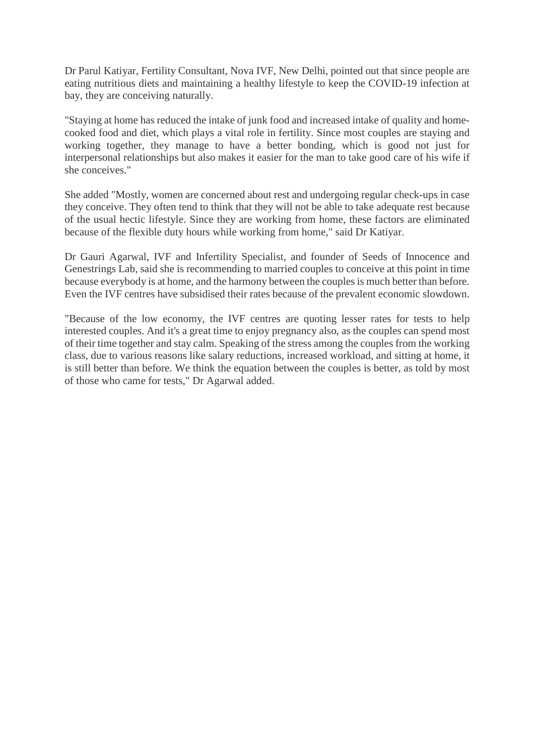Dr Parul Katiyar, Fertility Consultant, Nova IVF, New Delhi, pointed out that since people are eating nutritious diets and maintaining a healthy lifestyle to keep the COVID-19 infection at bay, they are conceiving naturally.

"Staying at home has reduced the intake of junk food and increased intake of quality and home-cooked food and diet, which plays a vital role in fertility. Since most couples are staying and working together, they manage to have a better bonding, which is good not just for interpersonal relationships but also makes it easier for the man to take good care of his wife if she conceives."

She added "Mostly, women are concerned about rest and undergoing regular check-ups in case they conceive. They often tend to think that they will not be able to take adequate rest because of the usual hectic lifestyle. Since they are working from home, these factors are eliminated because of the flexible duty hours while working from home," said Dr Katiyar.

Dr Gauri Agarwal, IVF and Infertility Specialist, and founder of Seeds of Innocence and Genestrings Lab, said she is recommending to married couples to conceive at this point in time because everybody is at home, and the harmony between the couples is much better than before. Even the IVF centres have subsidised their rates because of the prevalent economic slowdown.

"Because of the low economy, the IVF centres are quoting lesser rates for tests to help interested couples. And it's a great time to enjoy pregnancy also, as the couples can spend most of their time together and stay calm. Speaking of the stress among the couples from the working class, due to various reasons like salary reductions, increased workload, and sitting at home, it is still better than before. We think the equation between the couples is better, as told by most of those who came for tests," Dr Agarwal added.